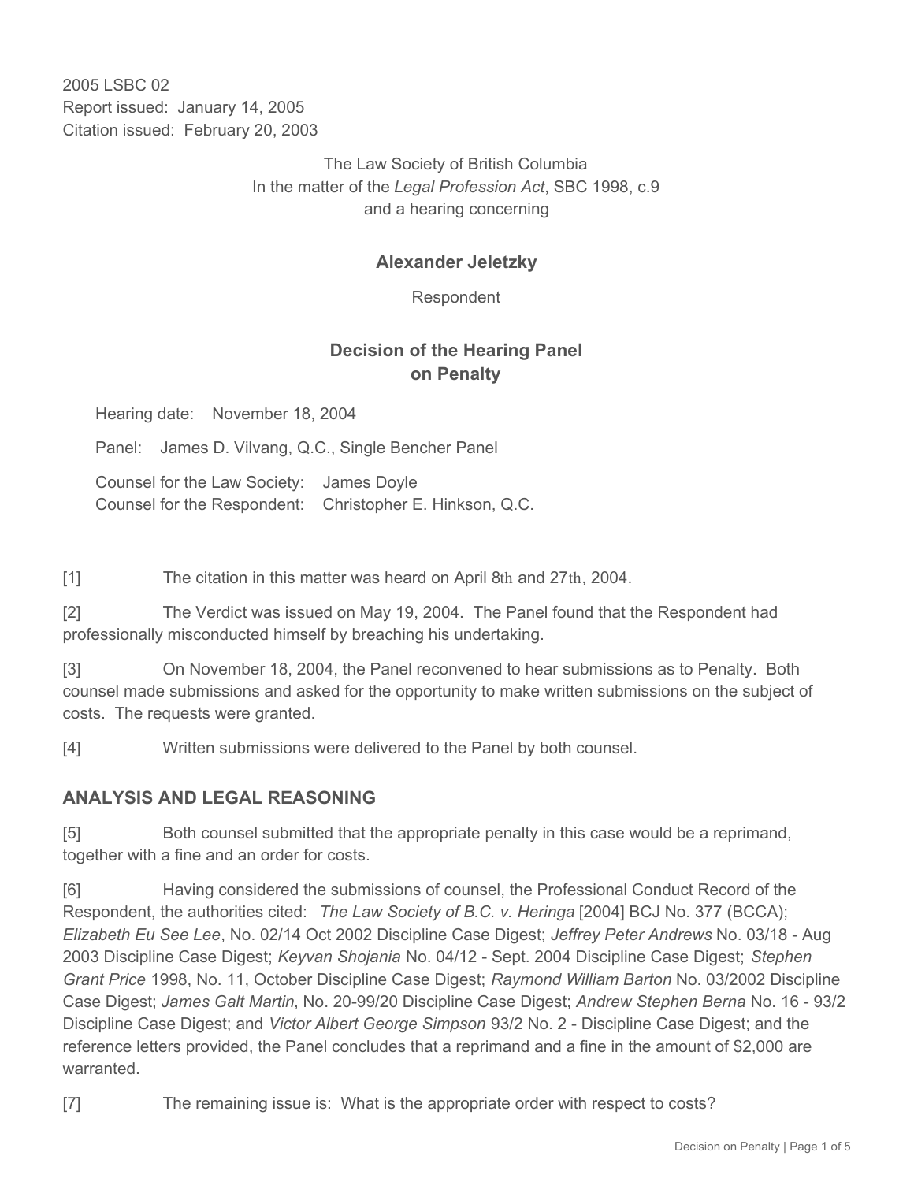2005 LSBC 02
Report issued: January 14, 2005
Citation issued: February 20, 2003

The Law Society of British Columbia
In the matter of the *Legal Profession Act*, SBC 1998, c.9
and a hearing concerning

**Alexander Jeletzky**

Respondent

## Decision of the Hearing Panel on Penalty

Hearing date: November 18, 2004

Panel: James D. Vilvang, Q.C., Single Bencher Panel

Counsel for the Law Society: James Doyle
Counsel for the Respondent: Christopher E. Hinkson, Q.C.

[1] The citation in this matter was heard on April 8th and 27th, 2004.

[2] The Verdict was issued on May 19, 2004. The Panel found that the Respondent had professionally misconducted himself by breaching his undertaking.

[3] On November 18, 2004, the Panel reconvened to hear submissions as to Penalty. Both counsel made submissions and asked for the opportunity to make written submissions on the subject of costs. The requests were granted.

[4] Written submissions were delivered to the Panel by both counsel.

## ANALYSIS AND LEGAL REASONING

[5] Both counsel submitted that the appropriate penalty in this case would be a reprimand, together with a fine and an order for costs.

[6] Having considered the submissions of counsel, the Professional Conduct Record of the Respondent, the authorities cited: *The Law Society of B.C. v. Heringa* [2004] BCJ No. 377 (BCCA); *Elizabeth Eu See Lee*, No. 02/14 Oct 2002 Discipline Case Digest; *Jeffrey Peter Andrews* No. 03/18 - Aug 2003 Discipline Case Digest; *Keyvan Shojania* No. 04/12 - Sept. 2004 Discipline Case Digest; *Stephen Grant Price* 1998, No. 11, October Discipline Case Digest; *Raymond William Barton* No. 03/2002 Discipline Case Digest; *James Galt Martin*, No. 20-99/20 Discipline Case Digest; *Andrew Stephen Berna* No. 16 - 93/2 Discipline Case Digest; and *Victor Albert George Simpson* 93/2 No. 2 - Discipline Case Digest; and the reference letters provided, the Panel concludes that a reprimand and a fine in the amount of $2,000 are warranted.

[7] The remaining issue is: What is the appropriate order with respect to costs?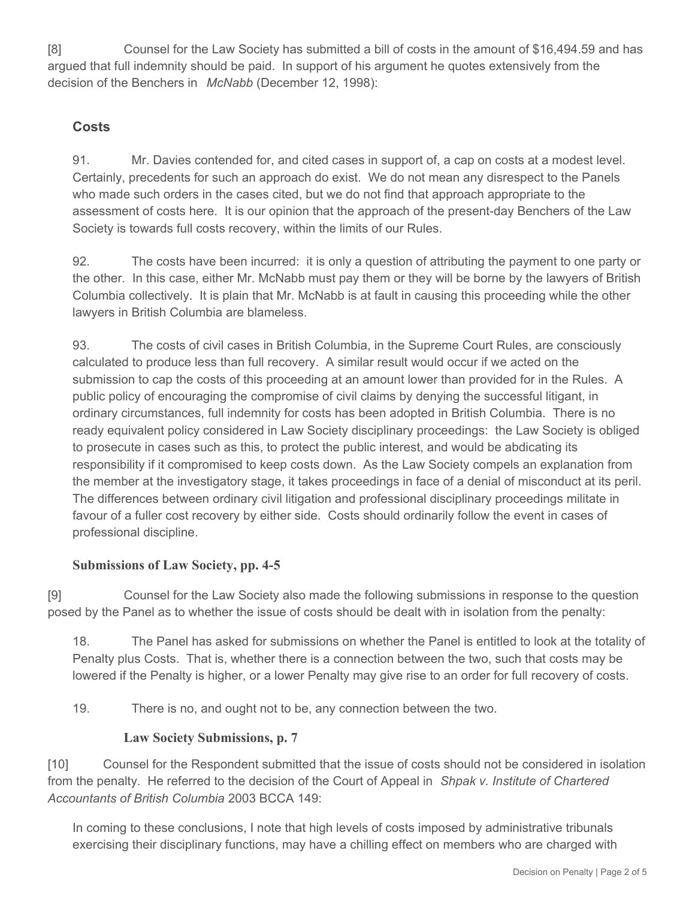[8] Counsel for the Law Society has submitted a bill of costs in the amount of $16,494.59 and has argued that full indemnity should be paid. In support of his argument he quotes extensively from the decision of the Benchers in *McNabb* (December 12, 1998):

> ### Costs
>
> 91. Mr. Davies contended for, and cited cases in support of, a cap on costs at a modest level. Certainly, precedents for such an approach do exist. We do not mean any disrespect to the Panels who made such orders in the cases cited, but we do not find that approach appropriate to the assessment of costs here. It is our opinion that the approach of the present-day Benchers of the Law Society is towards full costs recovery, within the limits of our Rules.
>
> 92. The costs have been incurred: it is only a question of attributing the payment to one party or the other. In this case, either Mr. McNabb must pay them or they will be borne by the lawyers of British Columbia collectively. It is plain that Mr. McNabb is at fault in causing this proceeding while the other lawyers in British Columbia are blameless.
>
> 93. The costs of civil cases in British Columbia, in the Supreme Court Rules, are consciously calculated to produce less than full recovery. A similar result would occur if we acted on the submission to cap the costs of this proceeding at an amount lower than provided for in the Rules. A public policy of encouraging the compromise of civil claims by denying the successful litigant, in ordinary circumstances, full indemnity for costs has been adopted in British Columbia. There is no ready equivalent policy considered in Law Society disciplinary proceedings: the Law Society is obliged to prosecute in cases such as this, to protect the public interest, and would be abdicating its responsibility if it compromised to keep costs down. As the Law Society compels an explanation from the member at the investigatory stage, it takes proceedings in face of a denial of misconduct at its peril. The differences between ordinary civil litigation and professional disciplinary proceedings militate in favour of a fuller cost recovery by either side. Costs should ordinarily follow the event in cases of professional discipline.
>
> **Submissions of Law Society, pp. 4-5**

[9] Counsel for the Law Society also made the following submissions in response to the question posed by the Panel as to whether the issue of costs should be dealt with in isolation from the penalty:

> 18. The Panel has asked for submissions on whether the Panel is entitled to look at the totality of Penalty plus Costs. That is, whether there is a connection between the two, such that costs may be lowered if the Penalty is higher, or a lower Penalty may give rise to an order for full recovery of costs.
>
> 19. There is no, and ought not to be, any connection between the two.
>
> **Law Society Submissions, p. 7**

[10] Counsel for the Respondent submitted that the issue of costs should not be considered in isolation from the penalty. He referred to the decision of the Court of Appeal in *Shpak v. Institute of Chartered Accountants of British Columbia* 2003 BCCA 149:

> In coming to these conclusions, I note that high levels of costs imposed by administrative tribunals exercising their disciplinary functions, may have a chilling effect on members who are charged with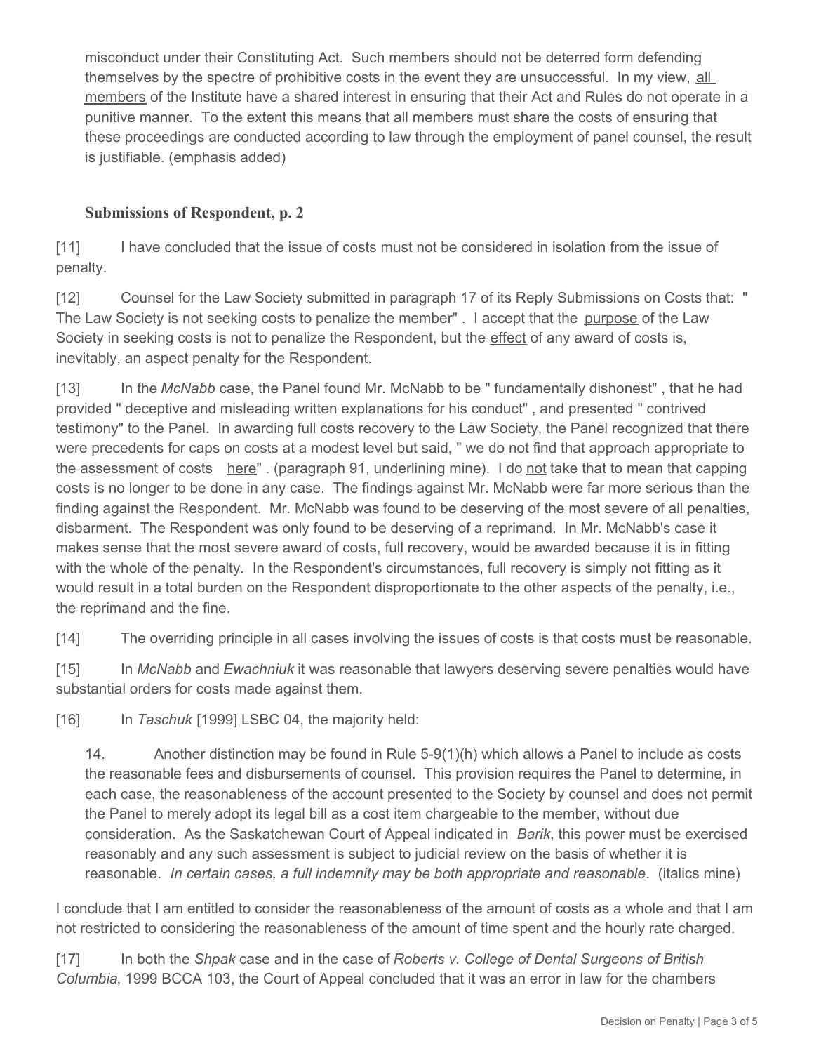> misconduct under their Constituting Act. Such members should not be deterred form defending themselves by the spectre of prohibitive costs in the event they are unsuccessful. In my view, <u>all members</u> of the Institute have a shared interest in ensuring that their Act and Rules do not operate in a punitive manner. To the extent this means that all members must share the costs of ensuring that these proceedings are conducted according to law through the employment of panel counsel, the result is justifiable. (emphasis added)

**Submissions of Respondent, p. 2**

[11] I have concluded that the issue of costs must not be considered in isolation from the issue of penalty.

[12] Counsel for the Law Society submitted in paragraph 17 of its Reply Submissions on Costs that: " The Law Society is not seeking costs to penalize the member" . I accept that the <u>purpose</u> of the Law Society in seeking costs is not to penalize the Respondent, but the <u>effect</u> of any award of costs is, inevitably, an aspect penalty for the Respondent.

[13] In the *McNabb* case, the Panel found Mr. McNabb to be " fundamentally dishonest" , that he had provided " deceptive and misleading written explanations for his conduct" , and presented " contrived testimony" to the Panel. In awarding full costs recovery to the Law Society, the Panel recognized that there were precedents for caps on costs at a modest level but said, " we do not find that approach appropriate to the assessment of costs <u>here</u>" . (paragraph 91, underlining mine). I do <u>not</u> take that to mean that capping costs is no longer to be done in any case. The findings against Mr. McNabb were far more serious than the finding against the Respondent. Mr. McNabb was found to be deserving of the most severe of all penalties, disbarment. The Respondent was only found to be deserving of a reprimand. In Mr. McNabb's case it makes sense that the most severe award of costs, full recovery, would be awarded because it is in fitting with the whole of the penalty. In the Respondent's circumstances, full recovery is simply not fitting as it would result in a total burden on the Respondent disproportionate to the other aspects of the penalty, i.e., the reprimand and the fine.

[14] The overriding principle in all cases involving the issues of costs is that costs must be reasonable.

[15] In *McNabb* and *Ewachniuk* it was reasonable that lawyers deserving severe penalties would have substantial orders for costs made against them.

[16] In *Taschuk* [1999] LSBC 04, the majority held:

> 14. Another distinction may be found in Rule 5-9(1)(h) which allows a Panel to include as costs the reasonable fees and disbursements of counsel. This provision requires the Panel to determine, in each case, the reasonableness of the account presented to the Society by counsel and does not permit the Panel to merely adopt its legal bill as a cost item chargeable to the member, without due consideration. As the Saskatchewan Court of Appeal indicated in *Barik*, this power must be exercised reasonably and any such assessment is subject to judicial review on the basis of whether it is reasonable. *In certain cases, a full indemnity may be both appropriate and reasonable*. (italics mine)

I conclude that I am entitled to consider the reasonableness of the amount of costs as a whole and that I am not restricted to considering the reasonableness of the amount of time spent and the hourly rate charged.

[17] In both the *Shpak* case and in the case of *Roberts v. College of Dental Surgeons of British Columbia*, 1999 BCCA 103, the Court of Appeal concluded that it was an error in law for the chambers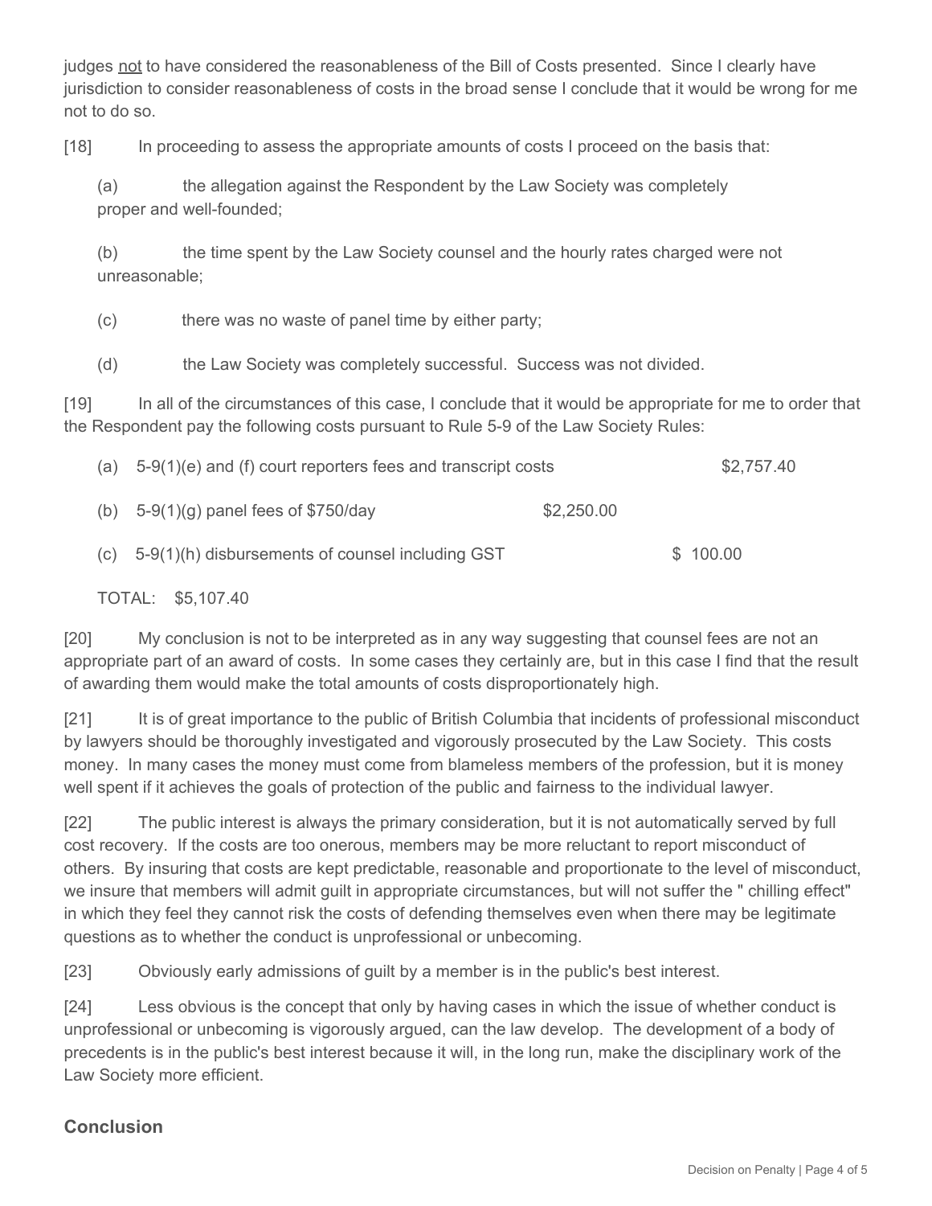judges <u>not</u> to have considered the reasonableness of the Bill of Costs presented. Since I clearly have jurisdiction to consider reasonableness of costs in the broad sense I conclude that it would be wrong for me not to do so.

[18] In proceeding to assess the appropriate amounts of costs I proceed on the basis that:

(a) the allegation against the Respondent by the Law Society was completely proper and well-founded;

(b) the time spent by the Law Society counsel and the hourly rates charged were not unreasonable;

(c) there was no waste of panel time by either party;

(d) the Law Society was completely successful. Success was not divided.

[19] In all of the circumstances of this case, I conclude that it would be appropriate for me to order that the Respondent pay the following costs pursuant to Rule 5-9 of the Law Society Rules:

(a) 5-9(1)(e) and (f) court reporters fees and transcript costs $2,757.40

(b) 5-9(1)(g) panel fees of $750/day $2,250.00

(c) 5-9(1)(h) disbursements of counsel including GST $ 100.00

TOTAL: $5,107.40

[20] My conclusion is not to be interpreted as in any way suggesting that counsel fees are not an appropriate part of an award of costs. In some cases they certainly are, but in this case I find that the result of awarding them would make the total amounts of costs disproportionately high.

[21] It is of great importance to the public of British Columbia that incidents of professional misconduct by lawyers should be thoroughly investigated and vigorously prosecuted by the Law Society. This costs money. In many cases the money must come from blameless members of the profession, but it is money well spent if it achieves the goals of protection of the public and fairness to the individual lawyer.

[22] The public interest is always the primary consideration, but it is not automatically served by full cost recovery. If the costs are too onerous, members may be more reluctant to report misconduct of others. By insuring that costs are kept predictable, reasonable and proportionate to the level of misconduct, we insure that members will admit guilt in appropriate circumstances, but will not suffer the " chilling effect" in which they feel they cannot risk the costs of defending themselves even when there may be legitimate questions as to whether the conduct is unprofessional or unbecoming.

[23] Obviously early admissions of guilt by a member is in the public's best interest.

[24] Less obvious is the concept that only by having cases in which the issue of whether conduct is unprofessional or unbecoming is vigorously argued, can the law develop. The development of a body of precedents is in the public's best interest because it will, in the long run, make the disciplinary work of the Law Society more efficient.

## Conclusion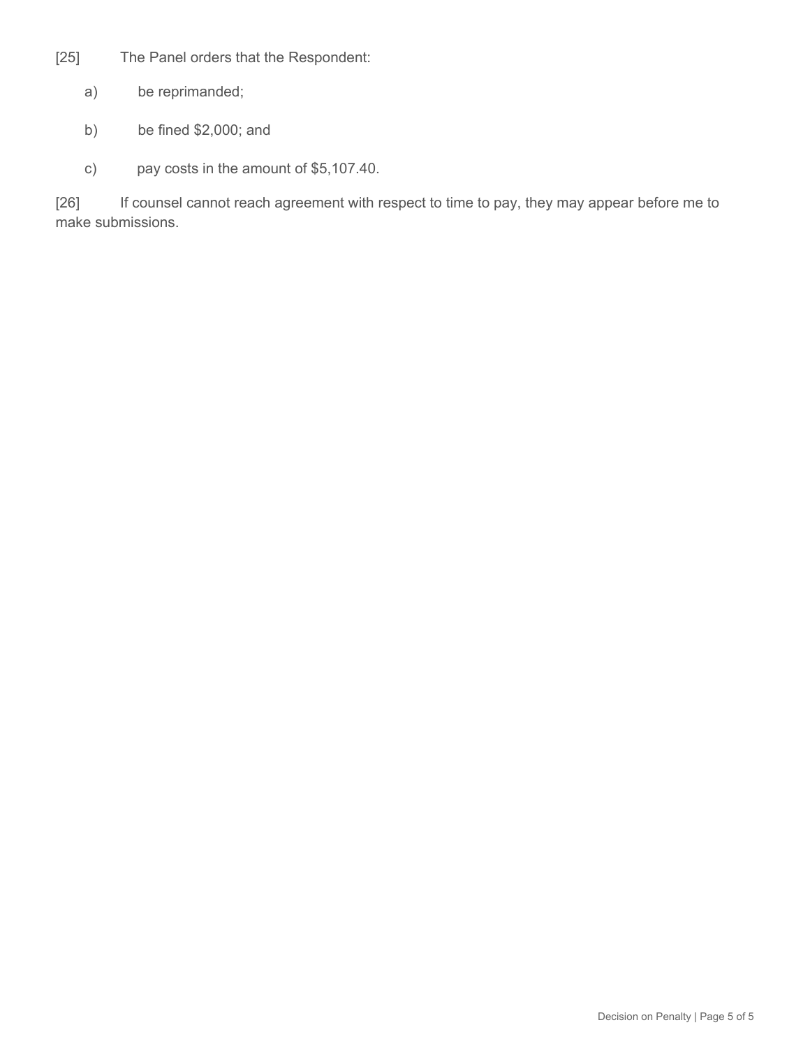[25] The Panel orders that the Respondent:

a) be reprimanded;

b) be fined $2,000; and

c) pay costs in the amount of $5,107.40.

[26] If counsel cannot reach agreement with respect to time to pay, they may appear before me to make submissions.